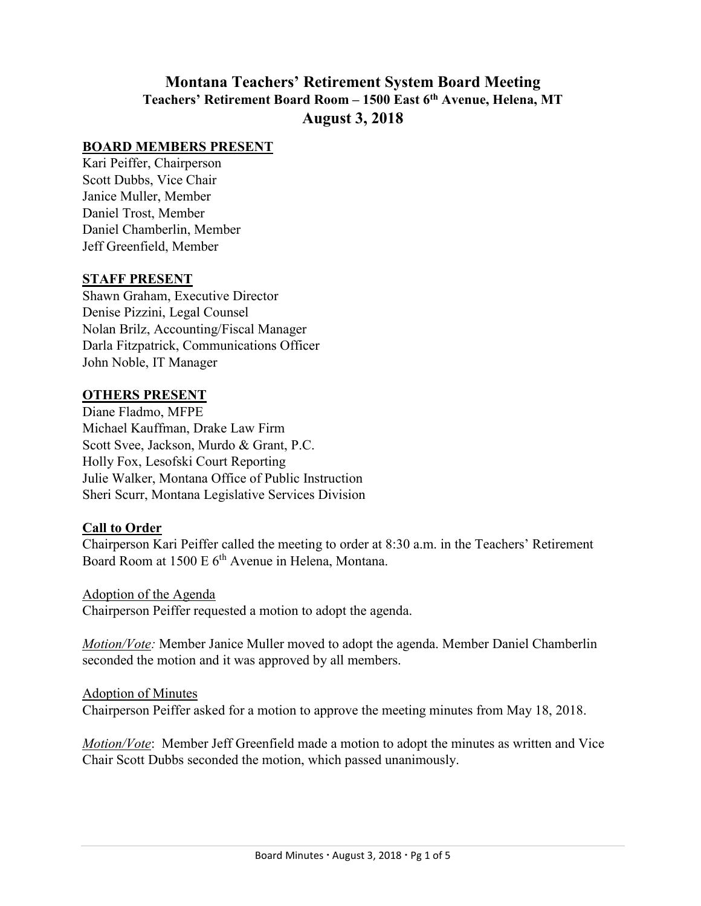# Montana Teachers' Retirement System Board Meeting

## Teachers' Retirement Board Room – 1500 East 6th Avenue, Helena, MT

## August 3, 2018

**BOARD MEMBERS PRESENT**

Kari Peiffer, Chairperson
Scott Dubbs, Vice Chair
Janice Muller, Member
Daniel Trost, Member
Daniel Chamberlin, Member
Jeff Greenfield, Member

**STAFF PRESENT**

Shawn Graham, Executive Director
Denise Pizzini, Legal Counsel
Nolan Brilz, Accounting/Fiscal Manager
Darla Fitzpatrick, Communications Officer
John Noble, IT Manager

**OTHERS PRESENT**

Diane Fladmo, MFPE
Michael Kauffman, Drake Law Firm
Scott Svee, Jackson, Murdo & Grant, P.C.
Holly Fox, Lesofski Court Reporting
Julie Walker, Montana Office of Public Instruction
Sheri Scurr, Montana Legislative Services Division

**Call to Order**

Chairperson Kari Peiffer called the meeting to order at 8:30 a.m. in the Teachers' Retirement Board Room at 1500 E 6th Avenue in Helena, Montana.

Adoption of the Agenda

Chairperson Peiffer requested a motion to adopt the agenda.

*Motion/Vote:* Member Janice Muller moved to adopt the agenda. Member Daniel Chamberlin seconded the motion and it was approved by all members.

Adoption of Minutes

Chairperson Peiffer asked for a motion to approve the meeting minutes from May 18, 2018.

*Motion/Vote*: Member Jeff Greenfield made a motion to adopt the minutes as written and Vice Chair Scott Dubbs seconded the motion, which passed unanimously.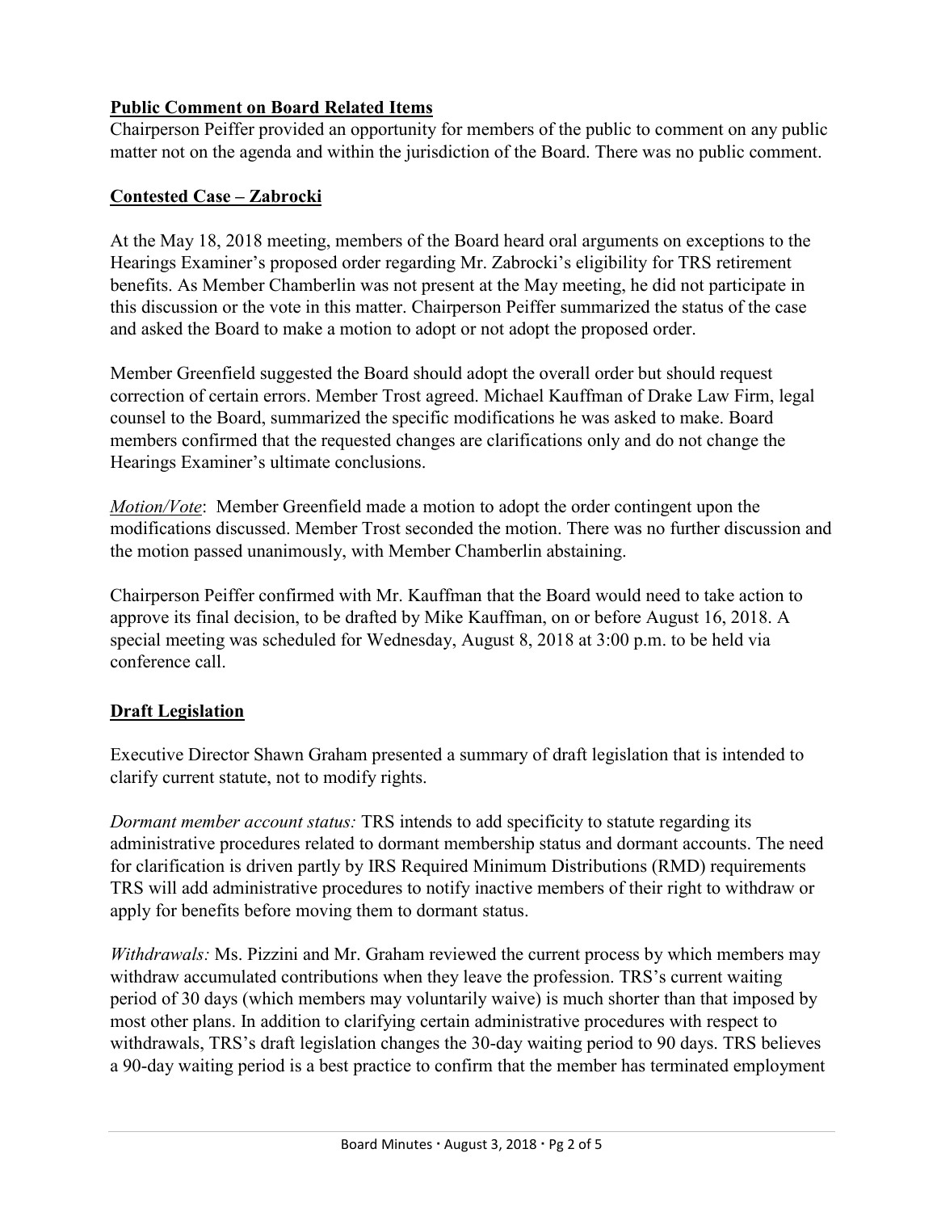## Public Comment on Board Related Items

Chairperson Peiffer provided an opportunity for members of the public to comment on any public matter not on the agenda and within the jurisdiction of the Board. There was no public comment.

## Contested Case – Zabrocki

At the May 18, 2018 meeting, members of the Board heard oral arguments on exceptions to the Hearings Examiner's proposed order regarding Mr. Zabrocki's eligibility for TRS retirement benefits. As Member Chamberlin was not present at the May meeting, he did not participate in this discussion or the vote in this matter. Chairperson Peiffer summarized the status of the case and asked the Board to make a motion to adopt or not adopt the proposed order.

Member Greenfield suggested the Board should adopt the overall order but should request correction of certain errors. Member Trost agreed. Michael Kauffman of Drake Law Firm, legal counsel to the Board, summarized the specific modifications he was asked to make. Board members confirmed that the requested changes are clarifications only and do not change the Hearings Examiner's ultimate conclusions.

*Motion/Vote*: Member Greenfield made a motion to adopt the order contingent upon the modifications discussed. Member Trost seconded the motion. There was no further discussion and the motion passed unanimously, with Member Chamberlin abstaining.

Chairperson Peiffer confirmed with Mr. Kauffman that the Board would need to take action to approve its final decision, to be drafted by Mike Kauffman, on or before August 16, 2018. A special meeting was scheduled for Wednesday, August 8, 2018 at 3:00 p.m. to be held via conference call.

## Draft Legislation

Executive Director Shawn Graham presented a summary of draft legislation that is intended to clarify current statute, not to modify rights.

*Dormant member account status:* TRS intends to add specificity to statute regarding its administrative procedures related to dormant membership status and dormant accounts. The need for clarification is driven partly by IRS Required Minimum Distributions (RMD) requirements TRS will add administrative procedures to notify inactive members of their right to withdraw or apply for benefits before moving them to dormant status.

*Withdrawals:* Ms. Pizzini and Mr. Graham reviewed the current process by which members may withdraw accumulated contributions when they leave the profession. TRS's current waiting period of 30 days (which members may voluntarily waive) is much shorter than that imposed by most other plans. In addition to clarifying certain administrative procedures with respect to withdrawals, TRS's draft legislation changes the 30-day waiting period to 90 days. TRS believes a 90-day waiting period is a best practice to confirm that the member has terminated employment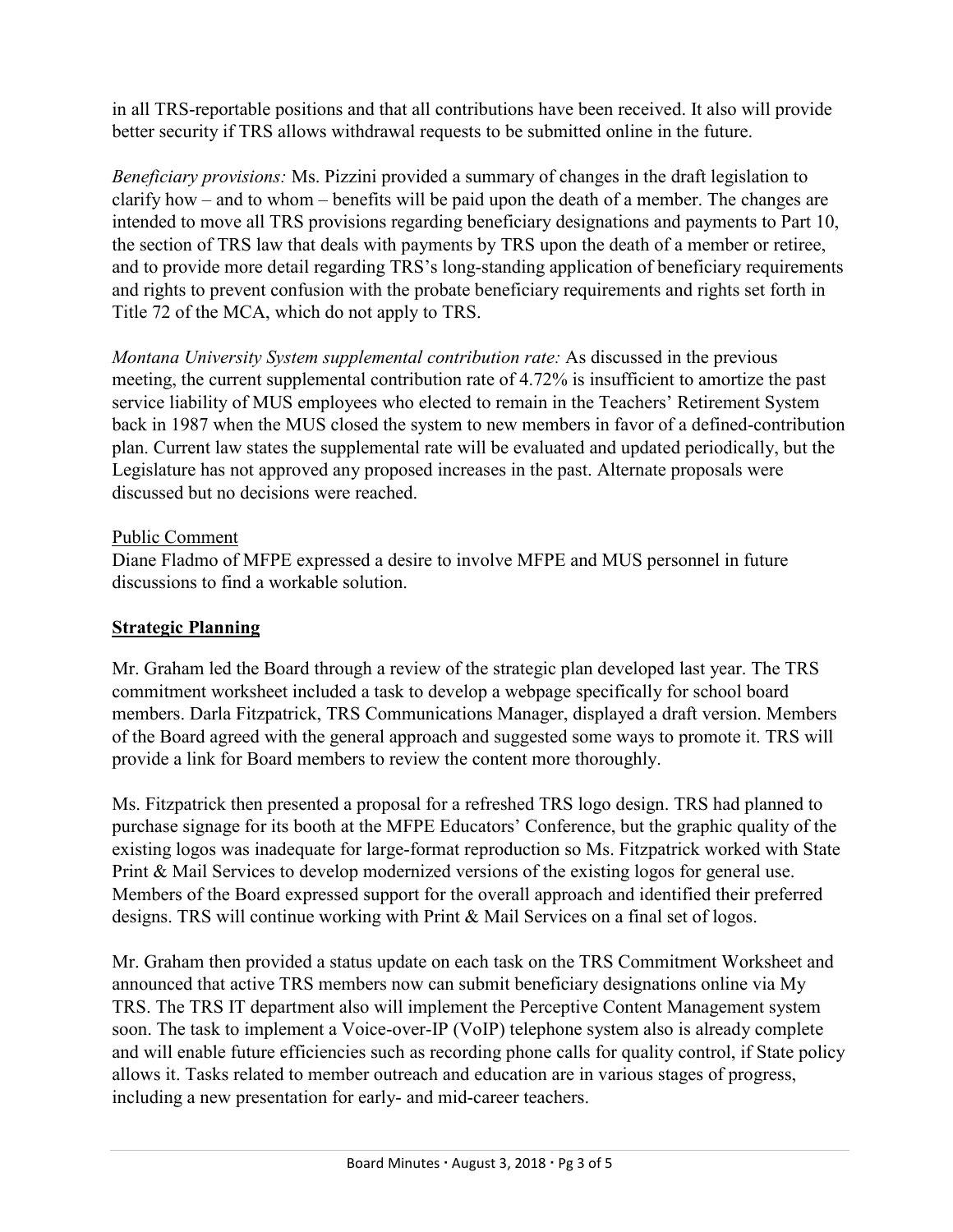in all TRS-reportable positions and that all contributions have been received. It also will provide better security if TRS allows withdrawal requests to be submitted online in the future.

*Beneficiary provisions:* Ms. Pizzini provided a summary of changes in the draft legislation to clarify how – and to whom – benefits will be paid upon the death of a member. The changes are intended to move all TRS provisions regarding beneficiary designations and payments to Part 10, the section of TRS law that deals with payments by TRS upon the death of a member or retiree, and to provide more detail regarding TRS's long-standing application of beneficiary requirements and rights to prevent confusion with the probate beneficiary requirements and rights set forth in Title 72 of the MCA, which do not apply to TRS.

*Montana University System supplemental contribution rate:* As discussed in the previous meeting, the current supplemental contribution rate of 4.72% is insufficient to amortize the past service liability of MUS employees who elected to remain in the Teachers' Retirement System back in 1987 when the MUS closed the system to new members in favor of a defined-contribution plan. Current law states the supplemental rate will be evaluated and updated periodically, but the Legislature has not approved any proposed increases in the past. Alternate proposals were discussed but no decisions were reached.

Public Comment

Diane Fladmo of MFPE expressed a desire to involve MFPE and MUS personnel in future discussions to find a workable solution.

## Strategic Planning

Mr. Graham led the Board through a review of the strategic plan developed last year. The TRS commitment worksheet included a task to develop a webpage specifically for school board members. Darla Fitzpatrick, TRS Communications Manager, displayed a draft version. Members of the Board agreed with the general approach and suggested some ways to promote it. TRS will provide a link for Board members to review the content more thoroughly.

Ms. Fitzpatrick then presented a proposal for a refreshed TRS logo design. TRS had planned to purchase signage for its booth at the MFPE Educators' Conference, but the graphic quality of the existing logos was inadequate for large-format reproduction so Ms. Fitzpatrick worked with State Print & Mail Services to develop modernized versions of the existing logos for general use. Members of the Board expressed support for the overall approach and identified their preferred designs. TRS will continue working with Print & Mail Services on a final set of logos.

Mr. Graham then provided a status update on each task on the TRS Commitment Worksheet and announced that active TRS members now can submit beneficiary designations online via My TRS. The TRS IT department also will implement the Perceptive Content Management system soon. The task to implement a Voice-over-IP (VoIP) telephone system also is already complete and will enable future efficiencies such as recording phone calls for quality control, if State policy allows it. Tasks related to member outreach and education are in various stages of progress, including a new presentation for early- and mid-career teachers.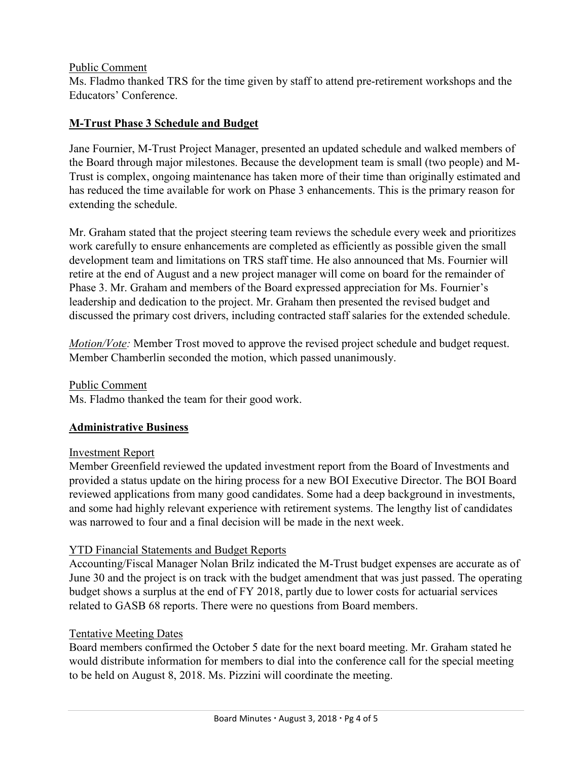Public Comment

Ms. Fladmo thanked TRS for the time given by staff to attend pre-retirement workshops and the Educators' Conference.

## M-Trust Phase 3 Schedule and Budget

Jane Fournier, M-Trust Project Manager, presented an updated schedule and walked members of the Board through major milestones. Because the development team is small (two people) and M-Trust is complex, ongoing maintenance has taken more of their time than originally estimated and has reduced the time available for work on Phase 3 enhancements. This is the primary reason for extending the schedule.

Mr. Graham stated that the project steering team reviews the schedule every week and prioritizes work carefully to ensure enhancements are completed as efficiently as possible given the small development team and limitations on TRS staff time. He also announced that Ms. Fournier will retire at the end of August and a new project manager will come on board for the remainder of Phase 3. Mr. Graham and members of the Board expressed appreciation for Ms. Fournier's leadership and dedication to the project. Mr. Graham then presented the revised budget and discussed the primary cost drivers, including contracted staff salaries for the extended schedule.

*Motion/Vote:* Member Trost moved to approve the revised project schedule and budget request. Member Chamberlin seconded the motion, which passed unanimously.

Public Comment

Ms. Fladmo thanked the team for their good work.

## Administrative Business

Investment Report

Member Greenfield reviewed the updated investment report from the Board of Investments and provided a status update on the hiring process for a new BOI Executive Director. The BOI Board reviewed applications from many good candidates. Some had a deep background in investments, and some had highly relevant experience with retirement systems. The lengthy list of candidates was narrowed to four and a final decision will be made in the next week.

YTD Financial Statements and Budget Reports

Accounting/Fiscal Manager Nolan Brilz indicated the M-Trust budget expenses are accurate as of June 30 and the project is on track with the budget amendment that was just passed. The operating budget shows a surplus at the end of FY 2018, partly due to lower costs for actuarial services related to GASB 68 reports. There were no questions from Board members.

Tentative Meeting Dates

Board members confirmed the October 5 date for the next board meeting. Mr. Graham stated he would distribute information for members to dial into the conference call for the special meeting to be held on August 8, 2018. Ms. Pizzini will coordinate the meeting.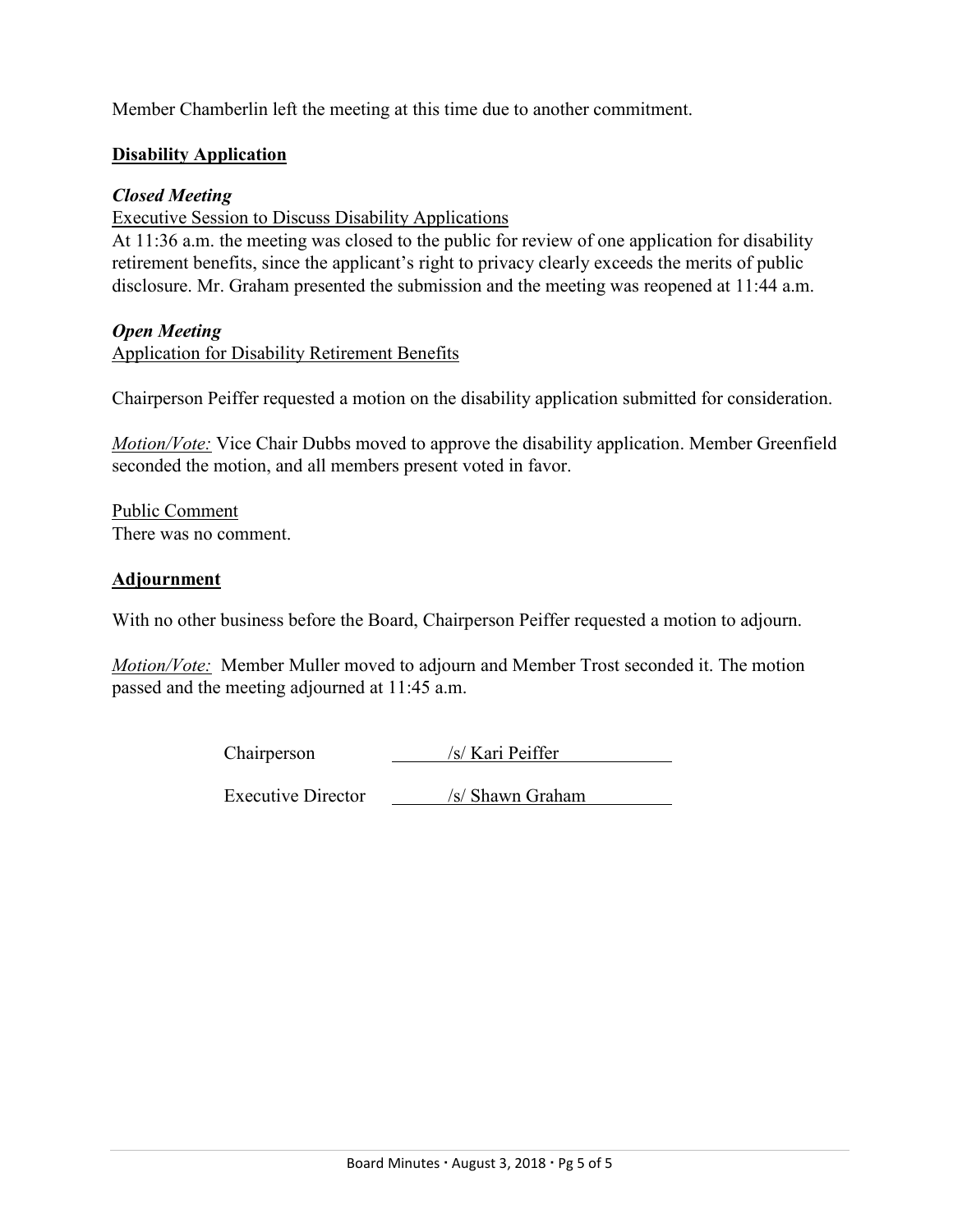Member Chamberlin left the meeting at this time due to another commitment.

## Disability Application

### *Closed Meeting*

Executive Session to Discuss Disability Applications

At 11:36 a.m. the meeting was closed to the public for review of one application for disability retirement benefits, since the applicant's right to privacy clearly exceeds the merits of public disclosure. Mr. Graham presented the submission and the meeting was reopened at 11:44 a.m.

### *Open Meeting*

Application for Disability Retirement Benefits

Chairperson Peiffer requested a motion on the disability application submitted for consideration.

*Motion/Vote:* Vice Chair Dubbs moved to approve the disability application. Member Greenfield seconded the motion, and all members present voted in favor.

Public Comment

There was no comment.

## Adjournment

With no other business before the Board, Chairperson Peiffer requested a motion to adjourn.

*Motion/Vote:* Member Muller moved to adjourn and Member Trost seconded it. The motion passed and the meeting adjourned at 11:45 a.m.

Chairperson /s/ Kari Peiffer

Executive Director /s/ Shawn Graham